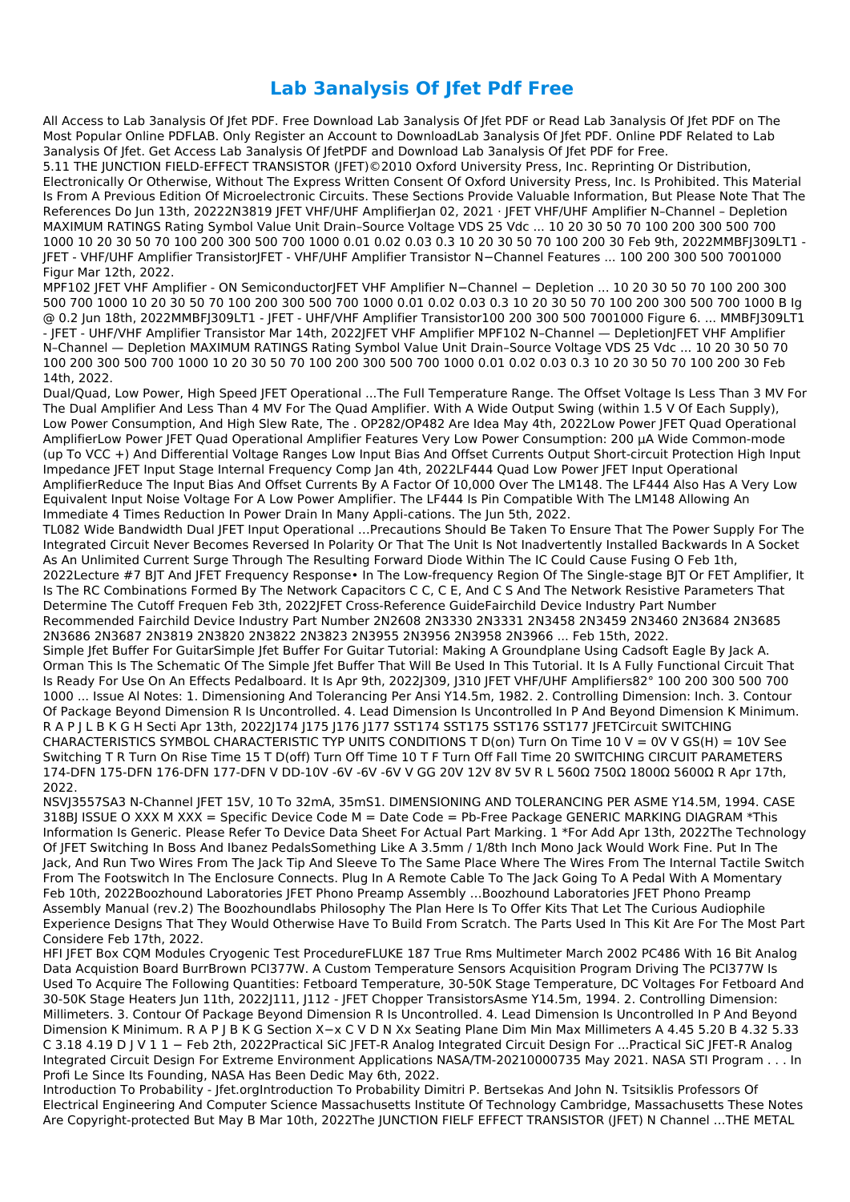# Lab 3analysis Of Jfet Pdf Free

All Access to Lab 3analysis Of Jfet PDF. Free Download Lab 3analysis Of Jfet PDF or Read Lab 3analysis Of Jfet PDF on The Most Popular Online PDFLAB. Only Register an Account to DownloadLab 3analysis Of Jfet PDF. Online PDF Related to Lab 3analysis Of Jfet. Get Access Lab 3analysis Of JfetPDF and Download Lab 3analysis Of Jfet PDF for Free.

5.11 THE JUNCTION FIELD-EFFECT TRANSISTOR (JFET)©2010 Oxford University Press, Inc. Reprinting Or Distribution, Electronically Or Otherwise, Without The Express Written Consent Of Oxford University Press, Inc. Is Prohibited. This Material Is From A Previous Edition Of Microelectronic Circuits. These Sections Provide Valuable Information, But Please Note That The References Do Jun 13th, 20222N3819 JFET VHF/UHF AmplifierJan 02, 2021 · JFET VHF/UHF Amplifier N–Channel – Depletion MAXIMUM RATINGS Rating Symbol Value Unit Drain–Source Voltage VDS 25 Vdc ... 10 20 30 50 70 100 200 300 500 700 1000 10 20 30 50 70 100 200 300 500 700 1000 0.01 0.02 0.03 0.3 10 20 30 50 70 100 200 30 Feb 9th, 2022MMBFJ309LT1 - JFET - VHF/UHF Amplifier TransistorJFET - VHF/UHF Amplifier Transistor N−Channel Features ... 100 200 300 500 7001000 Figur Mar 12th, 2022.

MPF102 JFET VHF Amplifier - ON SemiconductorJFET VHF Amplifier N−Channel − Depletion ... 10 20 30 50 70 100 200 300 500 700 1000 10 20 30 50 70 100 200 300 500 700 1000 0.01 0.02 0.03 0.3 10 20 30 50 70 100 200 300 500 700 1000 B Ig @ 0.2 Jun 18th, 2022MMBFJ309LT1 - JFET - UHF/VHF Amplifier Transistor100 200 300 500 7001000 Figure 6. ... MMBFJ309LT1 - JFET - UHF/VHF Amplifier Transistor Mar 14th, 2022JFET VHF Amplifier MPF102 N–Channel — DepletionJFET VHF Amplifier N–Channel — Depletion MAXIMUM RATINGS Rating Symbol Value Unit Drain–Source Voltage VDS 25 Vdc ... 10 20 30 50 70 100 200 300 500 700 1000 10 20 30 50 70 100 200 300 500 700 1000 0.01 0.02 0.03 0.3 10 20 30 50 70 100 200 30 Feb 14th, 2022.

Dual/Quad, Low Power, High Speed JFET Operational ...The Full Temperature Range. The Offset Voltage Is Less Than 3 MV For The Dual Amplifier And Less Than 4 MV For The Quad Amplifier. With A Wide Output Swing (within 1.5 V Of Each Supply), Low Power Consumption, And High Slew Rate, The . OP282/OP482 Are Idea May 4th, 2022Low Power JFET Quad Operational AmplifierLow Power JFET Quad Operational Amplifier Features Very Low Power Consumption: 200 µA Wide Common-mode (up To VCC +) And Differential Voltage Ranges Low Input Bias And Offset Currents Output Short-circuit Protection High Input Impedance JFET Input Stage Internal Frequency Comp Jan 4th, 2022LF444 Quad Low Power JFET Input Operational AmplifierReduce The Input Bias And Offset Currents By A Factor Of 10,000 Over The LM148. The LF444 Also Has A Very Low Equivalent Input Noise Voltage For A Low Power Amplifier. The LF444 Is Pin Compatible With The LM148 Allowing An Immediate 4 Times Reduction In Power Drain In Many Appli-cations. The Jun 5th, 2022.

TL082 Wide Bandwidth Dual JFET Input Operational …Precautions Should Be Taken To Ensure That The Power Supply For The Integrated Circuit Never Becomes Reversed In Polarity Or That The Unit Is Not Inadvertently Installed Backwards In A Socket As An Unlimited Current Surge Through The Resulting Forward Diode Within The IC Could Cause Fusing O Feb 1th, 2022Lecture #7 BJT And JFET Frequency Response• In The Low-frequency Region Of The Single-stage BJT Or FET Amplifier, It Is The RC Combinations Formed By The Network Capacitors C C, C E, And C S And The Network Resistive Parameters That Determine The Cutoff Frequen Feb 3th, 2022JFET Cross-Reference GuideFairchild Device Industry Part Number Recommended Fairchild Device Industry Part Number 2N2608 2N3330 2N3331 2N3458 2N3459 2N3460 2N3684 2N3685 2N3686 2N3687 2N3819 2N3820 2N3822 2N3823 2N3955 2N3956 2N3958 2N3966 ... Feb 15th, 2022.

Simple Jfet Buffer For GuitarSimple Jfet Buffer For Guitar Tutorial: Making A Groundplane Using Cadsoft Eagle By Jack A. Orman This Is The Schematic Of The Simple Jfet Buffer That Will Be Used In This Tutorial. It Is A Fully Functional Circuit That Is Ready For Use On An Effects Pedalboard. It Is Apr 9th, 2022J309, J310 JFET VHF/UHF Amplifiers82° 100 200 300 500 700 1000 ... Issue Al Notes: 1. Dimensioning And Tolerancing Per Ansi Y14.5m, 1982. 2. Controlling Dimension: Inch. 3. Contour Of Package Beyond Dimension R Is Uncontrolled. 4. Lead Dimension Is Uncontrolled In P And Beyond Dimension K Minimum. R A P J L B K G H Secti Apr 13th, 2022J174 J175 J176 J177 SST174 SST175 SST176 SST177 JFETCircuit SWITCHING CHARACTERISTICS SYMBOL CHARACTERISTIC TYP UNITS CONDITIONS T D(on) Turn On Time 10 V = 0V V GS(H) = 10V See Switching T R Turn On Rise Time 15 T D(off) Turn Off Time 10 T F Turn Off Fall Time 20 SWITCHING CIRCUIT PARAMETERS 174-DFN 175-DFN 176-DFN 177-DFN V DD-10V -6V -6V -6V V GG 20V 12V 8V 5V R L 560Ω 750Ω 1800Ω 5600Ω R Apr 17th, 2022.

NSVJ3557SA3 N-Channel JFET 15V, 10 To 32mA, 35mS1. DIMENSIONING AND TOLERANCING PER ASME Y14.5M, 1994. CASE 318BJ ISSUE O XXX M XXX = Specific Device Code M = Date Code = Pb-Free Package GENERIC MARKING DIAGRAM *This Information Is Generic. Please Refer To Device Data Sheet For Actual Part Marking. 1 *For Add Apr 13th, 2022The Technology Of JFET Switching In Boss And Ibanez PedalsSomething Like A 3.5mm / 1/8th Inch Mono Jack Would Work Fine. Put In The Jack, And Run Two Wires From The Jack Tip And Sleeve To The Same Place Where The Wires From The Internal Tactile Switch From The Footswitch In The Enclosure Connects. Plug In A Remote Cable To The Jack Going To A Pedal With A Momentary Feb 10th, 2022Boozhound Laboratories JFET Phono Preamp Assembly …Boozhound Laboratories JFET Phono Preamp Assembly Manual (rev.2) The Boozhoundlabs Philosophy The Plan Here Is To Offer Kits That Let The Curious Audiophile Experience Designs That They Would Otherwise Have To Build From Scratch. The Parts Used In This Kit Are For The Most Part Considere Feb 17th, 2022.

HFI JFET Box CQM Modules Cryogenic Test ProcedureFLUKE 187 True Rms Multimeter March 2002 PC486 With 16 Bit Analog Data Acquistion Board BurrBrown PCI377W. A Custom Temperature Sensors Acquisition Program Driving The PCI377W Is Used To Acquire The Following Quantities: Fetboard Temperature, 30-50K Stage Temperature, DC Voltages For Fetboard And 30-50K Stage Heaters Jun 11th, 2022J111, J112 - JFET Chopper TransistorsAsme Y14.5m, 1994. 2. Controlling Dimension: Millimeters. 3. Contour Of Package Beyond Dimension R Is Uncontrolled. 4. Lead Dimension Is Uncontrolled In P And Beyond Dimension K Minimum. R A P J B K G Section X−x C V D N Xx Seating Plane Dim Min Max Millimeters A 4.45 5.20 B 4.32 5.33 C 3.18 4.19 D J V 1 1 − Feb 2th, 2022Practical SiC JFET-R Analog Integrated Circuit Design For ...Practical SiC JFET-R Analog Integrated Circuit Design For Extreme Environment Applications NASA/TM-20210000735 May 2021. NASA STI Program . . . In Profi Le Since Its Founding, NASA Has Been Dedic May 6th, 2022.

Introduction To Probability - Jfet.orgIntroduction To Probability Dimitri P. Bertsekas And John N. Tsitsiklis Professors Of Electrical Engineering And Computer Science Massachusetts Institute Of Technology Cambridge, Massachusetts These Notes Are Copyright-protected But May B Mar 10th, 2022The JUNCTION FIELF EFFECT TRANSISTOR (JFET) N Channel …THE METAL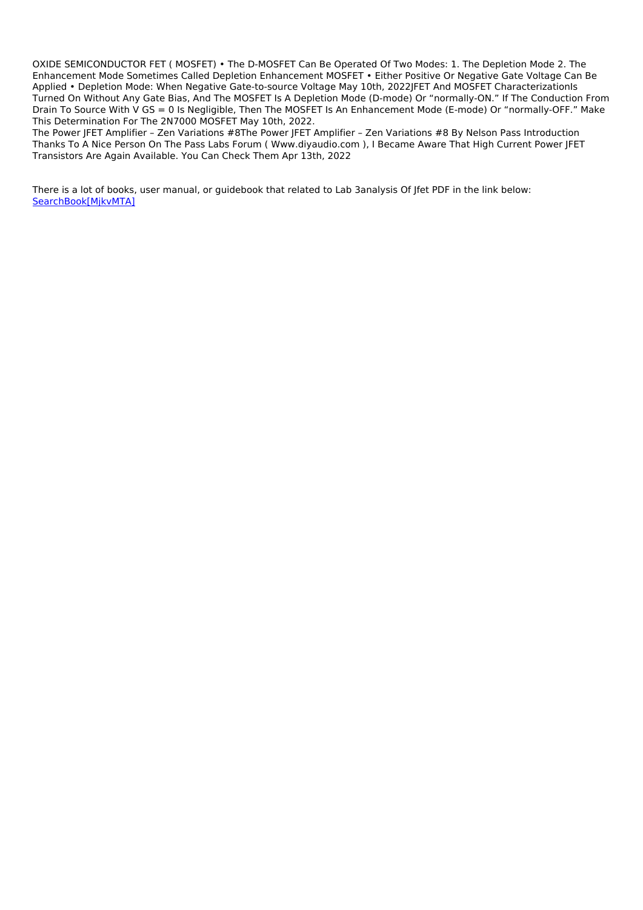OXIDE SEMICONDUCTOR FET ( MOSFET) • The D-MOSFET Can Be Operated Of Two Modes: 1. The Depletion Mode 2. The Enhancement Mode Sometimes Called Depletion Enhancement MOSFET • Either Positive Or Negative Gate Voltage Can Be Applied • Depletion Mode: When Negative Gate-to-source Voltage May 10th, 2022JFET And MOSFET CharacterizationIs Turned On Without Any Gate Bias, And The MOSFET Is A Depletion Mode (D-mode) Or "normally-ON." If The Conduction From Drain To Source With V GS = 0 Is Negligible, Then The MOSFET Is An Enhancement Mode (E-mode) Or "normally-OFF." Make This Determination For The 2N7000 MOSFET May 10th, 2022.

The Power JFET Amplifier – Zen Variations #8The Power JFET Amplifier – Zen Variations #8 By Nelson Pass Introduction Thanks To A Nice Person On The Pass Labs Forum ( Www.diyaudio.com ), I Became Aware That High Current Power JFET Transistors Are Again Available. You Can Check Them Apr 13th, 2022

There is a lot of books, user manual, or guidebook that related to Lab 3analysis Of Jfet PDF in the link below:
SearchBook[MjkvMTA]